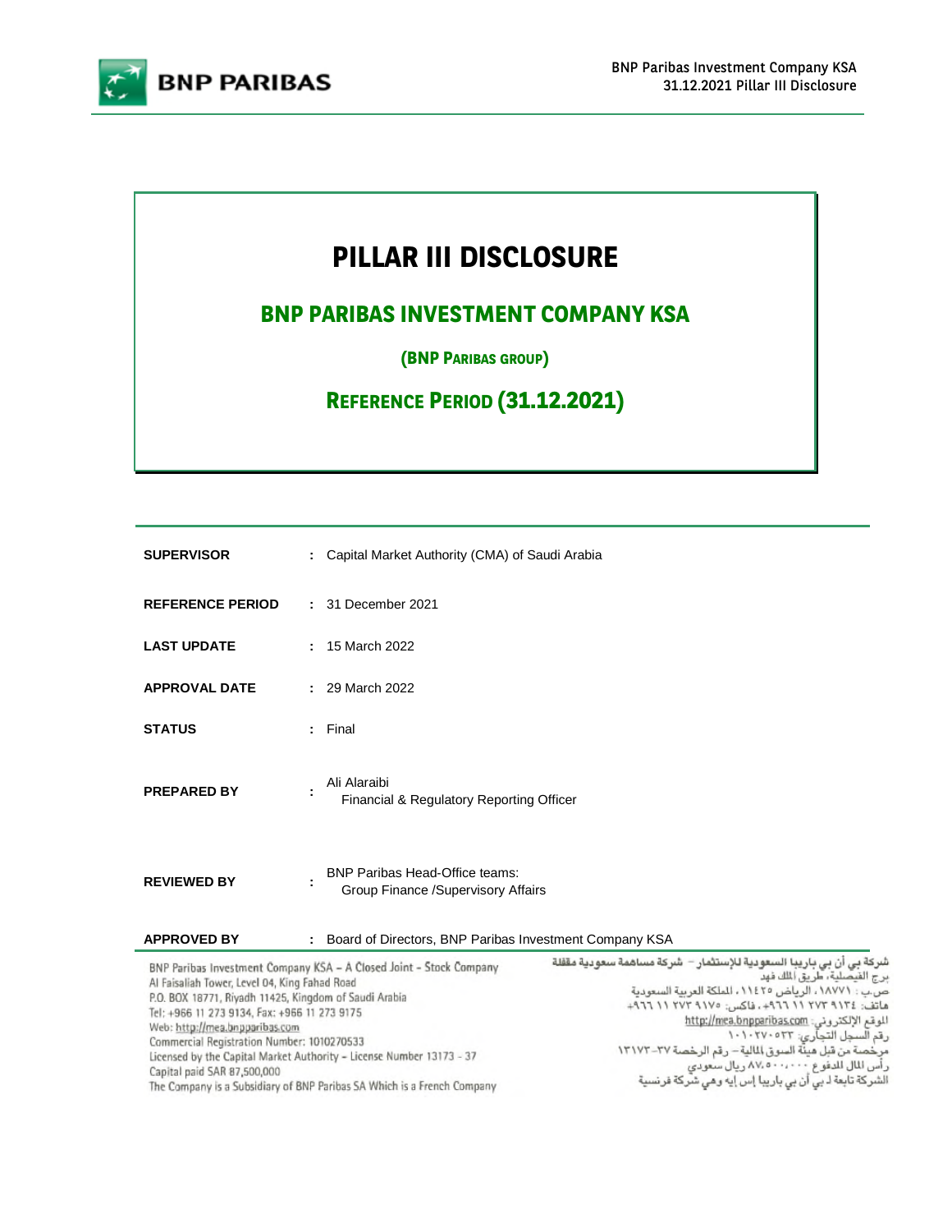# PILLAR III DISCLOSURE

## BNP PARIBAS INVESTMENT COMPANY KSA

### (BNP PARIBAS GROUP)

### REFERENCE PERIOD (31.12.2021)

| | | |
|---|---|---|
| **SUPERVISOR** | : | Capital Market Authority (CMA) of Saudi Arabia |
| **REFERENCE PERIOD** | : | 31 December 2021 |
| **LAST UPDATE** | : | 15 March 2022 |
| **APPROVAL DATE** | : | 29 March 2022 |
| **STATUS** | : | Final |
| **PREPARED BY** | : | Ali Alaraibi<br>Financial & Regulatory Reporting Officer |
| **REVIEWED BY** | : | BNP Paribas Head-Office teams:<br>Group Finance /Supervisory Affairs |
| **APPROVED BY** | : | Board of Directors, BNP Paribas Investment Company KSA |

BNP Paribas Investment Company KSA – A Closed Joint - Stock Company
Al Faisaliah Tower, Level 04, King Fahad Road
P.O. BOX 18771, Riyadh 11425, Kingdom of Saudi Arabia
Tel: +966 11 273 9134, Fax: +966 11 273 9175
Web: http://mea.bnpparibas.com
Commercial Registration Number: 1010270533
Licensed by the Capital Market Authority – License Number 13173 - 37
Capital paid SAR 87,500,000
The Company is a Subsidiary of BNP Paribas SA Which is a French Company

شركة بي أن بي باريبا السعودية للإستثمار – شركة مساهمة سعودية مقفلة
برج الفيصلية، طريق الملك فهد
ص.ب : ١٨٧٧١ ، الرياض ١١٤٢٥ ، المملكة العربية السعودية
هاتف: ٩١٣٤ ٢٧٣ ١١ ٩٦٦+ ، فاكس: ٩١٧٥ ٢٧٣ ١١ ٩٦٦+
الموقع الإلكتروني: http://mea.bnpparibas.com
رقم السجل التجاري: ١٠١٠٢٧٠٥٣٣
مرخصة من قبل هيئة السوق المالية – رقم الرخصة ٣٧-١٣١٧٣
رأس المال المدفوع ٨٧,٥٠٠,٠٠٠ ريال سعودي
الشركة تابعة لـ بي أن بي باريبا إس إيه وهي شركة فرنسية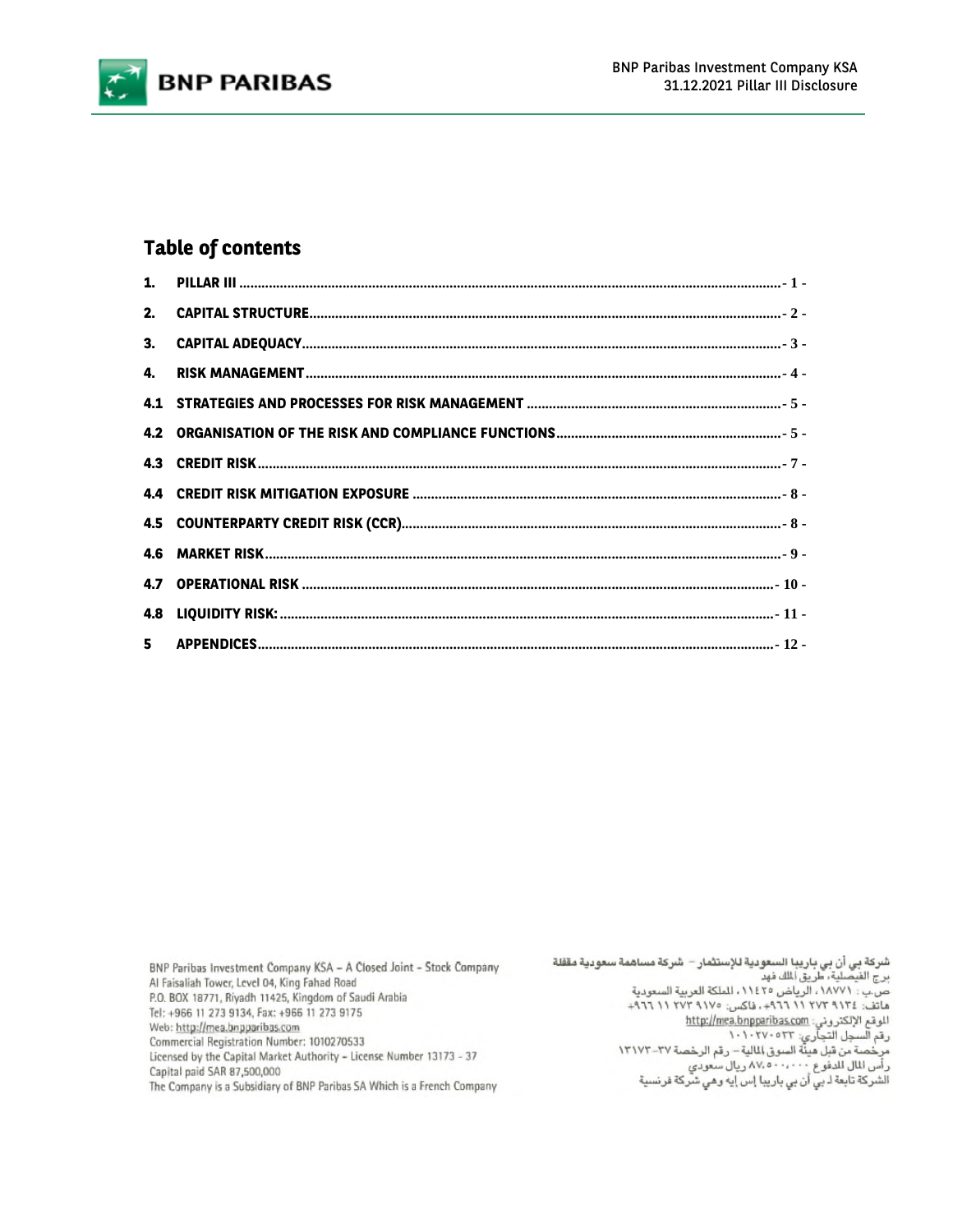## Table of contents

| | | |
|---|---|---|
| 1. | PILLAR III | - 1 - |
| 2. | CAPITAL STRUCTURE | - 2 - |
| 3. | CAPITAL ADEQUACY | - 3 - |
| 4. | RISK MANAGEMENT | - 4 - |
| 4.1 | STRATEGIES AND PROCESSES FOR RISK MANAGEMENT | - 5 - |
| 4.2 | ORGANISATION OF THE RISK AND COMPLIANCE FUNCTIONS | - 5 - |
| 4.3 | CREDIT RISK | - 7 - |
| 4.4 | CREDIT RISK MITIGATION EXPOSURE | - 8 - |
| 4.5 | COUNTERPARTY CREDIT RISK (CCR) | - 8 - |
| 4.6 | MARKET RISK | - 9 - |
| 4.7 | OPERATIONAL RISK | - 10 - |
| 4.8 | LIQUIDITY RISK: | - 11 - |
| 5 | APPENDICES | - 12 - |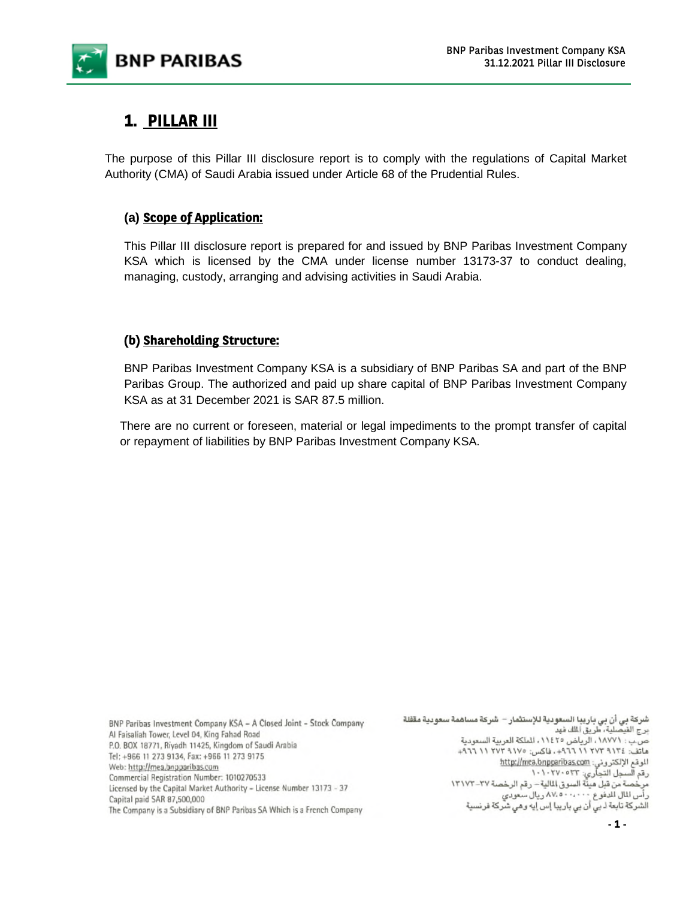# 1. PILLAR III

The purpose of this Pillar III disclosure report is to comply with the regulations of Capital Market Authority (CMA) of Saudi Arabia issued under Article 68 of the Prudential Rules.

### (a) Scope of Application:

This Pillar III disclosure report is prepared for and issued by BNP Paribas Investment Company KSA which is licensed by the CMA under license number 13173-37 to conduct dealing, managing, custody, arranging and advising activities in Saudi Arabia.

### (b) Shareholding Structure:

BNP Paribas Investment Company KSA is a subsidiary of BNP Paribas SA and part of the BNP Paribas Group. The authorized and paid up share capital of BNP Paribas Investment Company KSA as at 31 December 2021 is SAR 87.5 million.

There are no current or foreseen, material or legal impediments to the prompt transfer of capital or repayment of liabilities by BNP Paribas Investment Company KSA.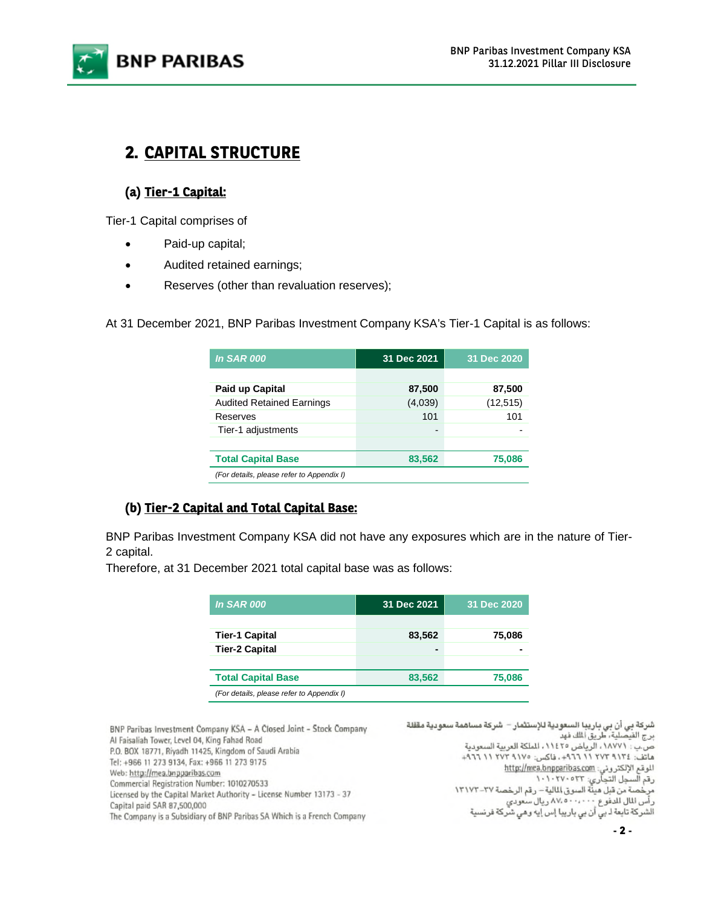## 2. CAPITAL STRUCTURE

### (a) Tier-1 Capital:

Tier-1 Capital comprises of

- Paid-up capital;
- Audited retained earnings;
- Reserves (other than revaluation reserves);

At 31 December 2021, BNP Paribas Investment Company KSA's Tier-1 Capital is as follows:

| *In SAR 000* | 31 Dec 2021 | 31 Dec 2020 |
|---|---|---|
| **Paid up Capital** | **87,500** | **87,500** |
| Audited Retained Earnings | (4,039) | (12,515) |
| Reserves | 101 | 101 |
| Tier-1 adjustments | - | - |
| **Total Capital Base** | **83,562** | **75,086** |

*(For details, please refer to Appendix I)*

### (b) Tier-2 Capital and Total Capital Base:

BNP Paribas Investment Company KSA did not have any exposures which are in the nature of Tier-2 capital.

Therefore, at 31 December 2021 total capital base was as follows:

| *In SAR 000* | 31 Dec 2021 | 31 Dec 2020 |
|---|---|---|
| **Tier-1 Capital** | **83,562** | **75,086** |
| **Tier-2 Capital** | **-** | **-** |
| **Total Capital Base** | **83,562** | **75,086** |

*(For details, please refer to Appendix I)*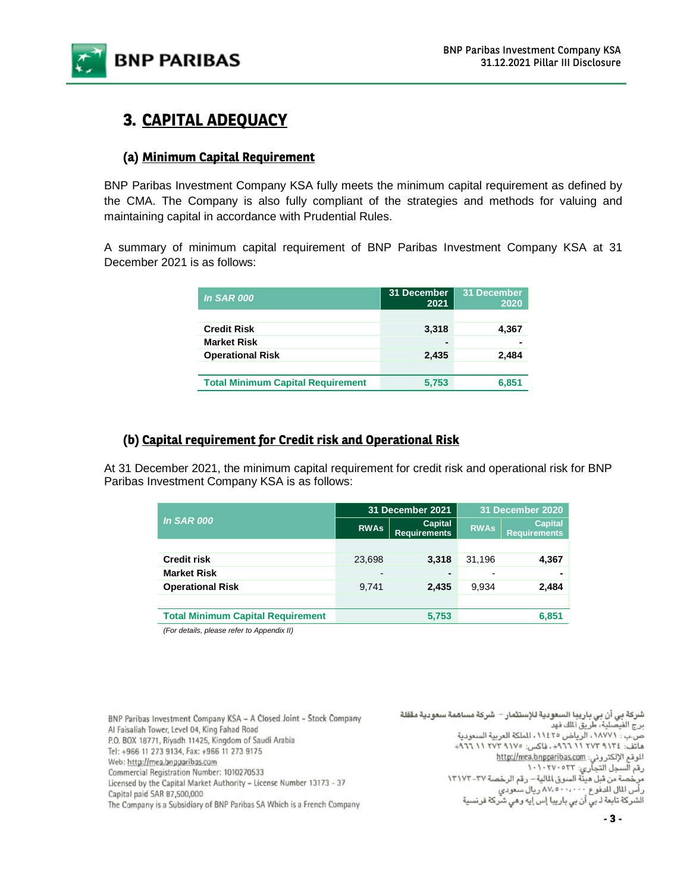# 3. CAPITAL ADEQUACY

## (a) Minimum Capital Requirement

BNP Paribas Investment Company KSA fully meets the minimum capital requirement as defined by the CMA. The Company is also fully compliant of the strategies and methods for valuing and maintaining capital in accordance with Prudential Rules.

A summary of minimum capital requirement of BNP Paribas Investment Company KSA at 31 December 2021 is as follows:

| *In SAR 000* | 31 December 2021 | 31 December 2020 |
|---|---|---|
| **Credit Risk** | **3,318** | **4,367** |
| **Market Risk** | **-** | **-** |
| **Operational Risk** | **2,435** | **2,484** |
| **Total Minimum Capital Requirement** | **5,753** | **6,851** |

## (b) Capital requirement for Credit risk and Operational Risk

At 31 December 2021, the minimum capital requirement for credit risk and operational risk for BNP Paribas Investment Company KSA is as follows:

| *In SAR 000* | 31 December 2021 | | 31 December 2020 | |
|---|---|---|---|---|
| | RWAs | Capital Requirements | RWAs | Capital Requirements |
| **Credit risk** | 23,698 | **3,318** | 31,196 | **4,367** |
| **Market Risk** | - | **-** | - | **-** |
| **Operational Risk** | 9,741 | **2,435** | 9,934 | **2,484** |
| **Total Minimum Capital Requirement** | | **5,753** | | **6,851** |

*(For details, please refer to Appendix II)*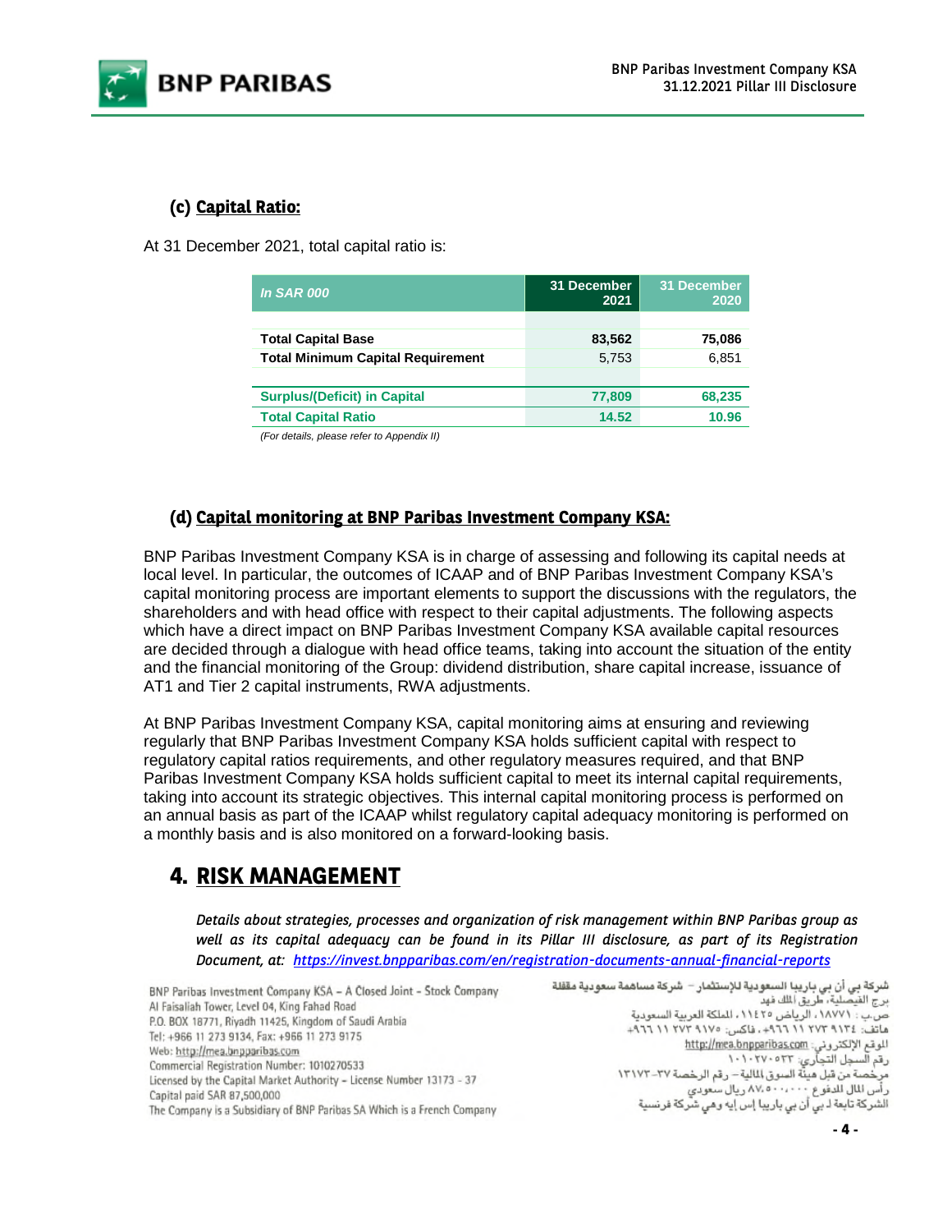### (c) Capital Ratio:

At 31 December 2021, total capital ratio is:

| *In SAR 000* | 31 December 2021 | 31 December 2020 |
|---|---|---|
| | | |
| **Total Capital Base** | **83,562** | **75,086** |
| **Total Minimum Capital Requirement** | 5,753 | 6,851 |
| | | |
| **Surplus/(Deficit) in Capital** | **77,809** | **68,235** |
| **Total Capital Ratio** | **14.52** | **10.96** |

*(For details, please refer to Appendix II)*

### (d) Capital monitoring at BNP Paribas Investment Company KSA:

BNP Paribas Investment Company KSA is in charge of assessing and following its capital needs at local level. In particular, the outcomes of ICAAP and of BNP Paribas Investment Company KSA's capital monitoring process are important elements to support the discussions with the regulators, the shareholders and with head office with respect to their capital adjustments. The following aspects which have a direct impact on BNP Paribas Investment Company KSA available capital resources are decided through a dialogue with head office teams, taking into account the situation of the entity and the financial monitoring of the Group: dividend distribution, share capital increase, issuance of AT1 and Tier 2 capital instruments, RWA adjustments.

At BNP Paribas Investment Company KSA, capital monitoring aims at ensuring and reviewing regularly that BNP Paribas Investment Company KSA holds sufficient capital with respect to regulatory capital ratios requirements, and other regulatory measures required, and that BNP Paribas Investment Company KSA holds sufficient capital to meet its internal capital requirements, taking into account its strategic objectives. This internal capital monitoring process is performed on an annual basis as part of the ICAAP whilst regulatory capital adequacy monitoring is performed on a monthly basis and is also monitored on a forward-looking basis.

## 4. RISK MANAGEMENT

*Details about strategies, processes and organization of risk management within BNP Paribas group as well as its capital adequacy can be found in its Pillar III disclosure, as part of its Registration Document, at: https://invest.bnpparibas.com/en/registration-documents-annual-financial-reports*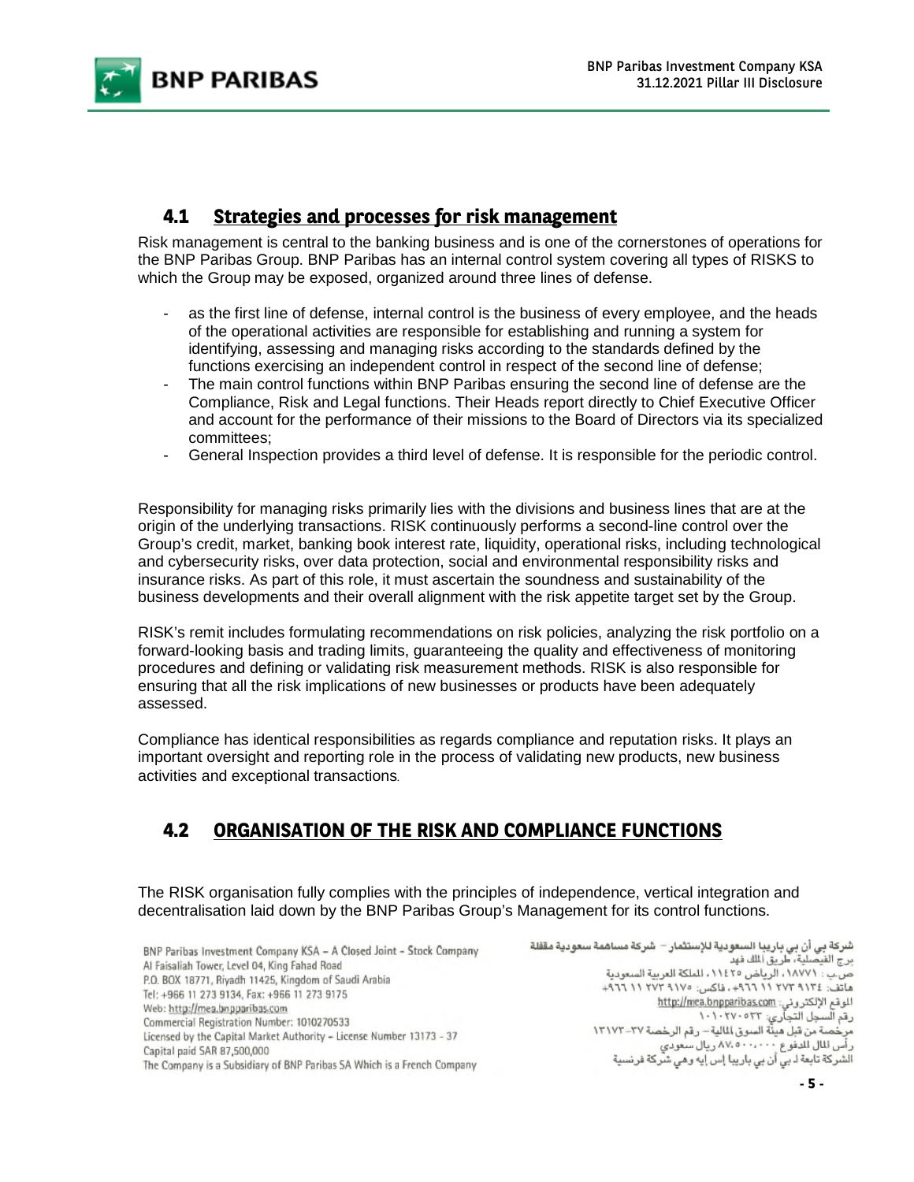## 4.1 Strategies and processes for risk management

Risk management is central to the banking business and is one of the cornerstones of operations for the BNP Paribas Group. BNP Paribas has an internal control system covering all types of RISKS to which the Group may be exposed, organized around three lines of defense.

- as the first line of defense, internal control is the business of every employee, and the heads of the operational activities are responsible for establishing and running a system for identifying, assessing and managing risks according to the standards defined by the functions exercising an independent control in respect of the second line of defense;
- The main control functions within BNP Paribas ensuring the second line of defense are the Compliance, Risk and Legal functions. Their Heads report directly to Chief Executive Officer and account for the performance of their missions to the Board of Directors via its specialized committees;
- General Inspection provides a third level of defense. It is responsible for the periodic control.

Responsibility for managing risks primarily lies with the divisions and business lines that are at the origin of the underlying transactions. RISK continuously performs a second-line control over the Group's credit, market, banking book interest rate, liquidity, operational risks, including technological and cybersecurity risks, over data protection, social and environmental responsibility risks and insurance risks. As part of this role, it must ascertain the soundness and sustainability of the business developments and their overall alignment with the risk appetite target set by the Group.

RISK's remit includes formulating recommendations on risk policies, analyzing the risk portfolio on a forward-looking basis and trading limits, guaranteeing the quality and effectiveness of monitoring procedures and defining or validating risk measurement methods. RISK is also responsible for ensuring that all the risk implications of new businesses or products have been adequately assessed.

Compliance has identical responsibilities as regards compliance and reputation risks. It plays an important oversight and reporting role in the process of validating new products, new business activities and exceptional transactions.

## 4.2 ORGANISATION OF THE RISK AND COMPLIANCE FUNCTIONS

The RISK organisation fully complies with the principles of independence, vertical integration and decentralisation laid down by the BNP Paribas Group's Management for its control functions.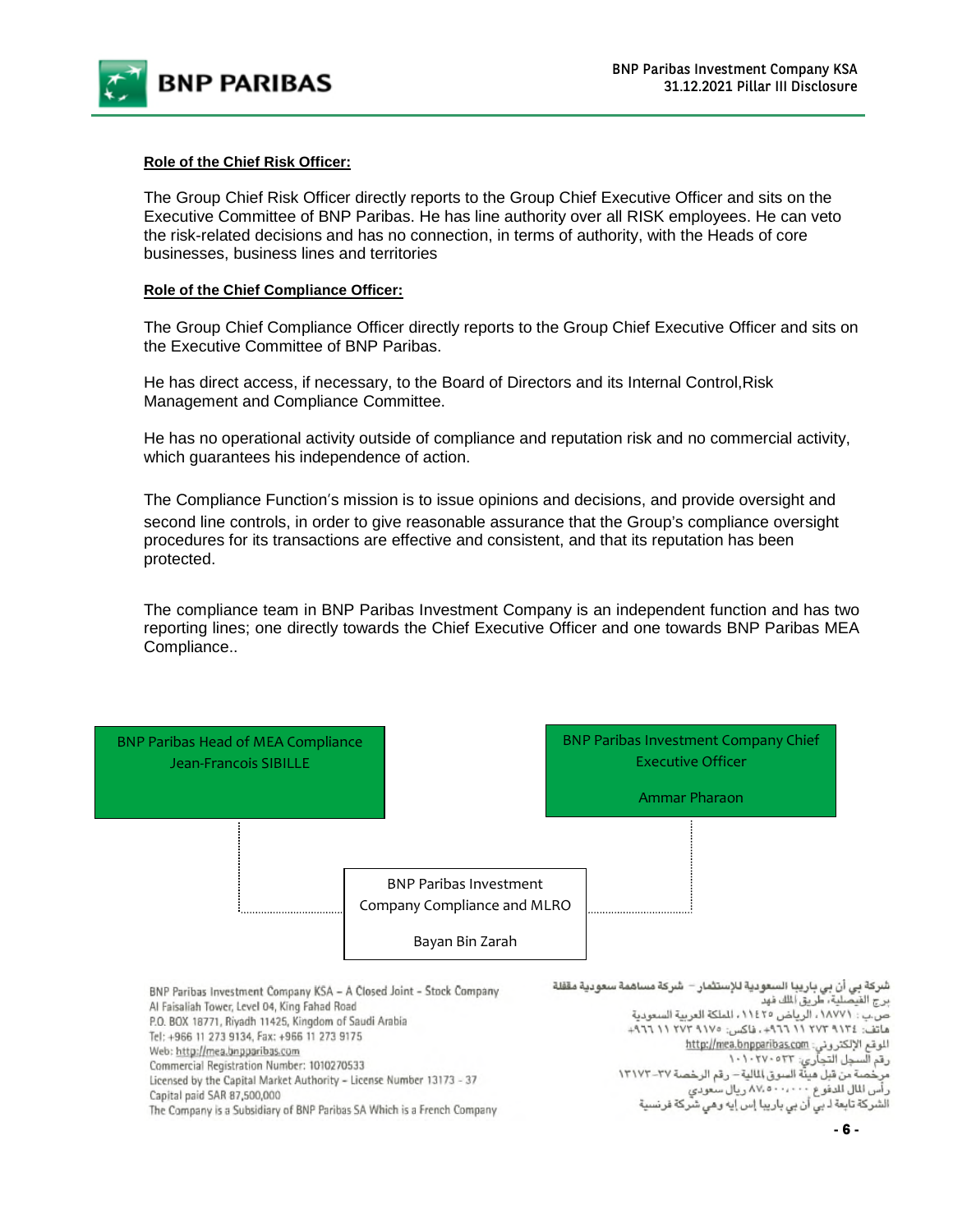**Role of the Chief Risk Officer:**

The Group Chief Risk Officer directly reports to the Group Chief Executive Officer and sits on the Executive Committee of BNP Paribas. He has line authority over all RISK employees. He can veto the risk-related decisions and has no connection, in terms of authority, with the Heads of core businesses, business lines and territories

**Role of the Chief Compliance Officer:**

The Group Chief Compliance Officer directly reports to the Group Chief Executive Officer and sits on the Executive Committee of BNP Paribas.

He has direct access, if necessary, to the Board of Directors and its Internal Control,Risk Management and Compliance Committee.

He has no operational activity outside of compliance and reputation risk and no commercial activity, which guarantees his independence of action.

The Compliance Function's mission is to issue opinions and decisions, and provide oversight and second line controls, in order to give reasonable assurance that the Group's compliance oversight procedures for its transactions are effective and consistent, and that its reputation has been protected.

The compliance team in BNP Paribas Investment Company is an independent function and has two reporting lines; one directly towards the Chief Executive Officer and one towards BNP Paribas MEA Compliance..

BNP Paribas Head of MEA Compliance
Jean-Francois SIBILLE

BNP Paribas Investment Company Chief Executive Officer
Ammar Pharaon

BNP Paribas Investment Company Compliance and MLRO
Bayan Bin Zarah

BNP Paribas Investment Company KSA – A Closed Joint - Stock Company
Al Faisaliah Tower, Level 04, King Fahad Road
P.O. BOX 18771, Riyadh 11425, Kingdom of Saudi Arabia
Tel: +966 11 273 9134, Fax: +966 11 273 9175
Web: http://mea.bnpparibas.com
Commercial Registration Number: 1010270533
Licensed by the Capital Market Authority – License Number 13173 - 37
Capital paid SAR 87,500,000
The Company is a Subsidiary of BNP Paribas SA Which is a French Company

شركة بي أن بي باريبا السعودية للإستثمار – شركة مساهمة سعودية مقفلة
برج الفيصلية، طريق الملك فهد
ص.ب : ١٨٧٧١، الرياض ١١٤٢٥، المملكة العربية السعودية
هاتف: ٩١٣٤ ٢٧٣ ١١ ٩٦٦+، فاكس: ٩١٧٥ ٢٧٣ ١١ ٩٦٦+
الموقع الإلكتروني: http://mea.bnpparibas.com
رقم السجل التجاري: ١٠١٠٢٧٠٥٣٣
مرخصة من قبل هيئة السوق المالية – رقم الرخصة ٣٧-١٣١٧٣
رأس المال المدفوع ٨٧،٥٠٠،٠٠٠ ريال سعودي
الشركة تابعة لـ بي أن بي باريبا إس إيه وهي شركة فرنسية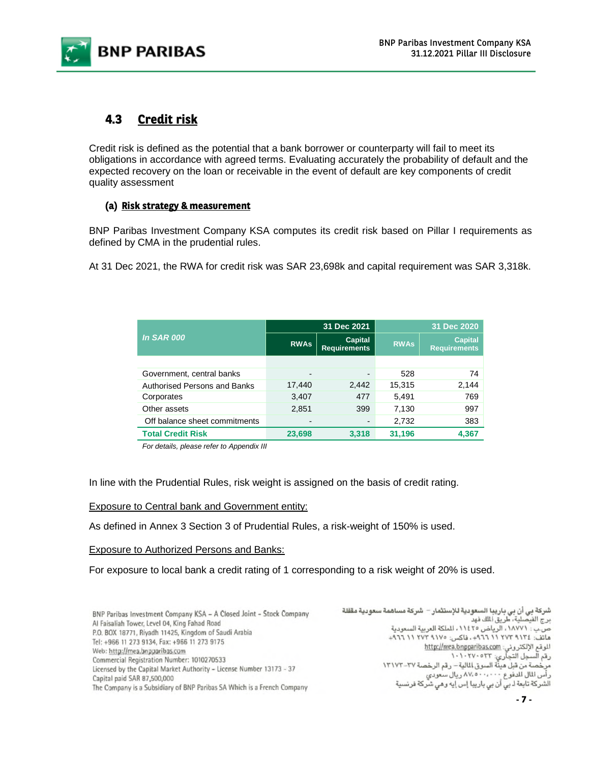## 4.3 Credit risk

Credit risk is defined as the potential that a bank borrower or counterparty will fail to meet its obligations in accordance with agreed terms. Evaluating accurately the probability of default and the expected recovery on the loan or receivable in the event of default are key components of credit quality assessment

### (a) Risk strategy & measurement

BNP Paribas Investment Company KSA computes its credit risk based on Pillar I requirements as defined by CMA in the prudential rules.

At 31 Dec 2021, the RWA for credit risk was SAR 23,698k and capital requirement was SAR 3,318k.

| *In SAR 000* | 31 Dec 2021 | | 31 Dec 2020 | |
|---|---|---|---|---|
| | RWAs | Capital Requirements | RWAs | Capital Requirements |
| Government, central banks | - | - | 528 | 74 |
| Authorised Persons and Banks | 17,440 | 2,442 | 15,315 | 2,144 |
| Corporates | 3,407 | 477 | 5,491 | 769 |
| Other assets | 2,851 | 399 | 7,130 | 997 |
| Off balance sheet commitments | - | - | 2,732 | 383 |
| **Total Credit Risk** | **23,698** | **3,318** | **31,196** | **4,367** |

*For details, please refer to Appendix III*

In line with the Prudential Rules, risk weight is assigned on the basis of credit rating.

Exposure to Central bank and Government entity:

As defined in Annex 3 Section 3 of Prudential Rules, a risk-weight of 150% is used.

Exposure to Authorized Persons and Banks:

For exposure to local bank a credit rating of 1 corresponding to a risk weight of 20% is used.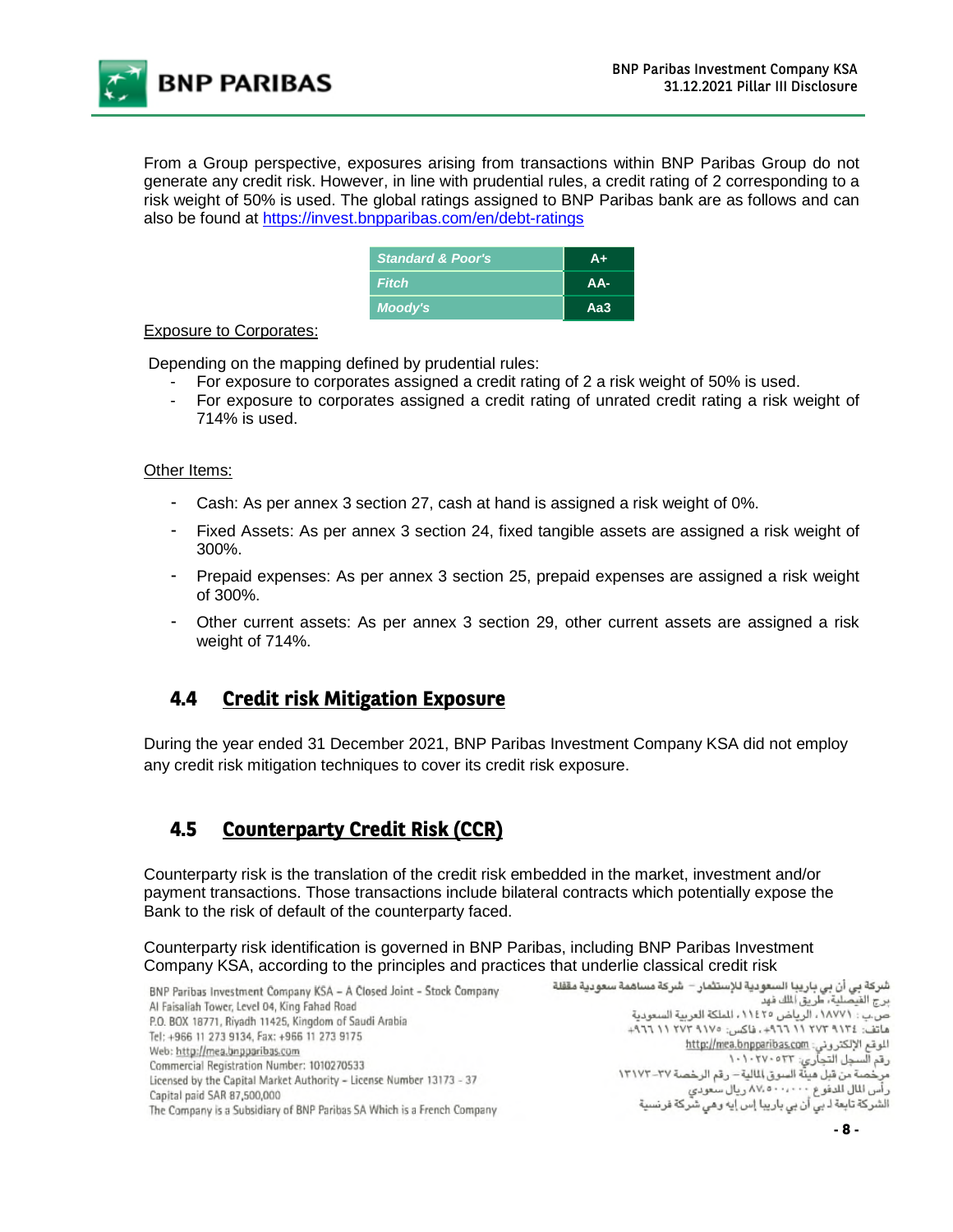From a Group perspective, exposures arising from transactions within BNP Paribas Group do not generate any credit risk. However, in line with prudential rules, a credit rating of 2 corresponding to a risk weight of 50% is used. The global ratings assigned to BNP Paribas bank are as follows and can also be found at https://invest.bnpparibas.com/en/debt-ratings

| Standard & Poor's | A+ |
|---|---|
| Fitch | AA- |
| Moody's | Aa3 |

Exposure to Corporates:

Depending on the mapping defined by prudential rules:

- For exposure to corporates assigned a credit rating of 2 a risk weight of 50% is used.
- For exposure to corporates assigned a credit rating of unrated credit rating a risk weight of 714% is used.

Other Items:

- Cash: As per annex 3 section 27, cash at hand is assigned a risk weight of 0%.
- Fixed Assets: As per annex 3 section 24, fixed tangible assets are assigned a risk weight of 300%.
- Prepaid expenses: As per annex 3 section 25, prepaid expenses are assigned a risk weight of 300%.
- Other current assets: As per annex 3 section 29, other current assets are assigned a risk weight of 714%.

## 4.4 Credit risk Mitigation Exposure

During the year ended 31 December 2021, BNP Paribas Investment Company KSA did not employ any credit risk mitigation techniques to cover its credit risk exposure.

## 4.5 Counterparty Credit Risk (CCR)

Counterparty risk is the translation of the credit risk embedded in the market, investment and/or payment transactions. Those transactions include bilateral contracts which potentially expose the Bank to the risk of default of the counterparty faced.

Counterparty risk identification is governed in BNP Paribas, including BNP Paribas Investment Company KSA, according to the principles and practices that underlie classical credit risk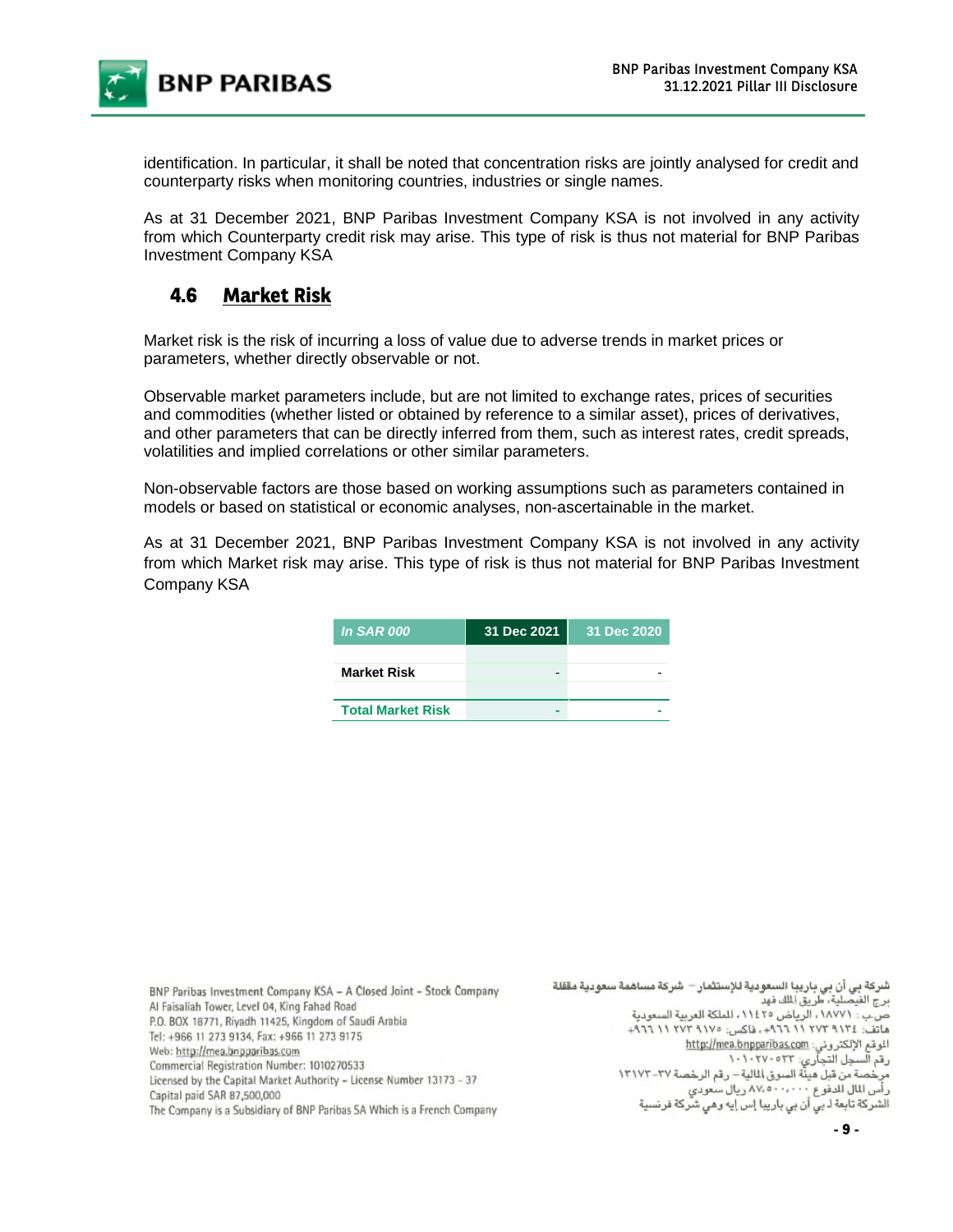identification. In particular, it shall be noted that concentration risks are jointly analysed for credit and counterparty risks when monitoring countries, industries or single names.

As at 31 December 2021, BNP Paribas Investment Company KSA is not involved in any activity from which Counterparty credit risk may arise. This type of risk is thus not material for BNP Paribas Investment Company KSA

## 4.6 Market Risk

Market risk is the risk of incurring a loss of value due to adverse trends in market prices or parameters, whether directly observable or not.

Observable market parameters include, but are not limited to exchange rates, prices of securities and commodities (whether listed or obtained by reference to a similar asset), prices of derivatives, and other parameters that can be directly inferred from them, such as interest rates, credit spreads, volatilities and implied correlations or other similar parameters.

Non-observable factors are those based on working assumptions such as parameters contained in models or based on statistical or economic analyses, non-ascertainable in the market.

As at 31 December 2021, BNP Paribas Investment Company KSA is not involved in any activity from which Market risk may arise. This type of risk is thus not material for BNP Paribas Investment Company KSA

| *In SAR 000* | 31 Dec 2021 | 31 Dec 2020 |
|---|---|---|
| **Market Risk** | - | - |
| **Total Market Risk** | - | - |

BNP Paribas Investment Company KSA – A Closed Joint - Stock Company
Al Faisaliah Tower, Level 04, King Fahad Road
P.O. BOX 18771, Riyadh 11425, Kingdom of Saudi Arabia
Tel: +966 11 273 9134, Fax: +966 11 273 9175
Web: http://mea.bnpparibas.com
Commercial Registration Number: 1010270533
Licensed by the Capital Market Authority – License Number 13173 - 37
Capital paid SAR 87,500,000
The Company is a Subsidiary of BNP Paribas SA Which is a French Company

شركة بي أن بي باريبا السعودية للإستثمار – شركة مساهمة سعودية مقفلة
برج الفيصلية، طريق الملك فهد
ص.ب : ١٨٧٧١، الرياض ١١٤٢٥، المملكة العربية السعودية
هاتف: ٩١٣٤ ٢٧٣ ١١ ٩٦٦+، فاكس: ٩١٧٥ ٢٧٣ ١١ ٩٦٦+
الموقع الإلكتروني: http://mea.bnpparibas.com
رقم السجل التجاري: ١٠١٠٢٧٠٥٣٣
مرخصة من قبل هيئة السوق المالية – رقم الرخصة ٣٧-١٣١٧٣
رأس المال المدفوع ٨٧،٥٠٠،٠٠٠ ريال سعودي
الشركة تابعة لـ بي أن بي باريبا إس إيه وهي شركة فرنسية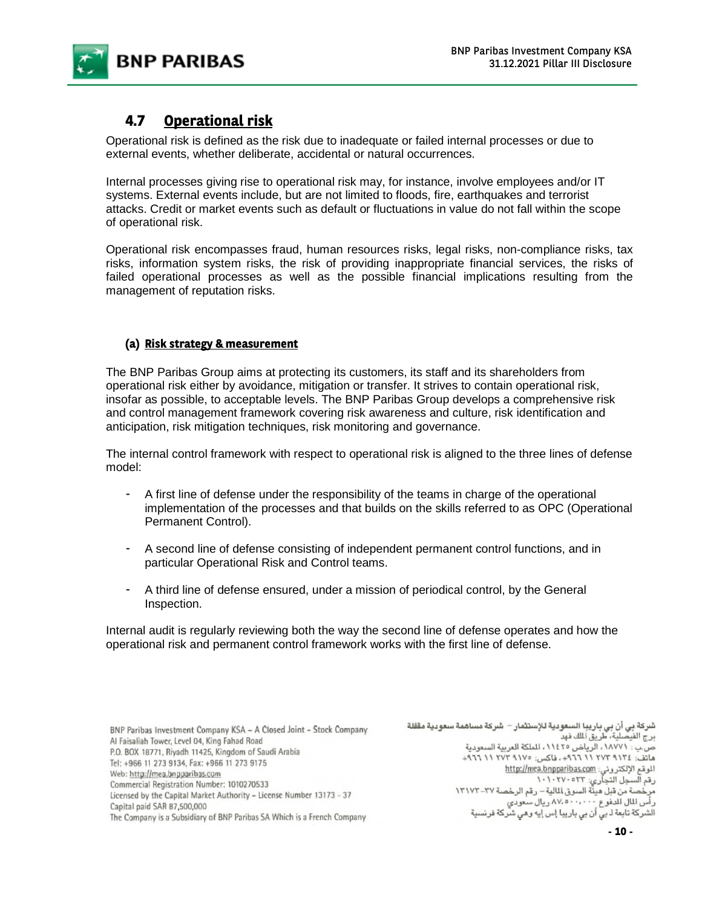## 4.7 Operational risk

Operational risk is defined as the risk due to inadequate or failed internal processes or due to external events, whether deliberate, accidental or natural occurrences.

Internal processes giving rise to operational risk may, for instance, involve employees and/or IT systems. External events include, but are not limited to floods, fire, earthquakes and terrorist attacks. Credit or market events such as default or fluctuations in value do not fall within the scope of operational risk.

Operational risk encompasses fraud, human resources risks, legal risks, non-compliance risks, tax risks, information system risks, the risk of providing inappropriate financial services, the risks of failed operational processes as well as the possible financial implications resulting from the management of reputation risks.

### (a) Risk strategy & measurement

The BNP Paribas Group aims at protecting its customers, its staff and its shareholders from operational risk either by avoidance, mitigation or transfer. It strives to contain operational risk, insofar as possible, to acceptable levels. The BNP Paribas Group develops a comprehensive risk and control management framework covering risk awareness and culture, risk identification and anticipation, risk mitigation techniques, risk monitoring and governance.

The internal control framework with respect to operational risk is aligned to the three lines of defense model:

- A first line of defense under the responsibility of the teams in charge of the operational implementation of the processes and that builds on the skills referred to as OPC (Operational Permanent Control).
- A second line of defense consisting of independent permanent control functions, and in particular Operational Risk and Control teams.
- A third line of defense ensured, under a mission of periodical control, by the General Inspection.

Internal audit is regularly reviewing both the way the second line of defense operates and how the operational risk and permanent control framework works with the first line of defense.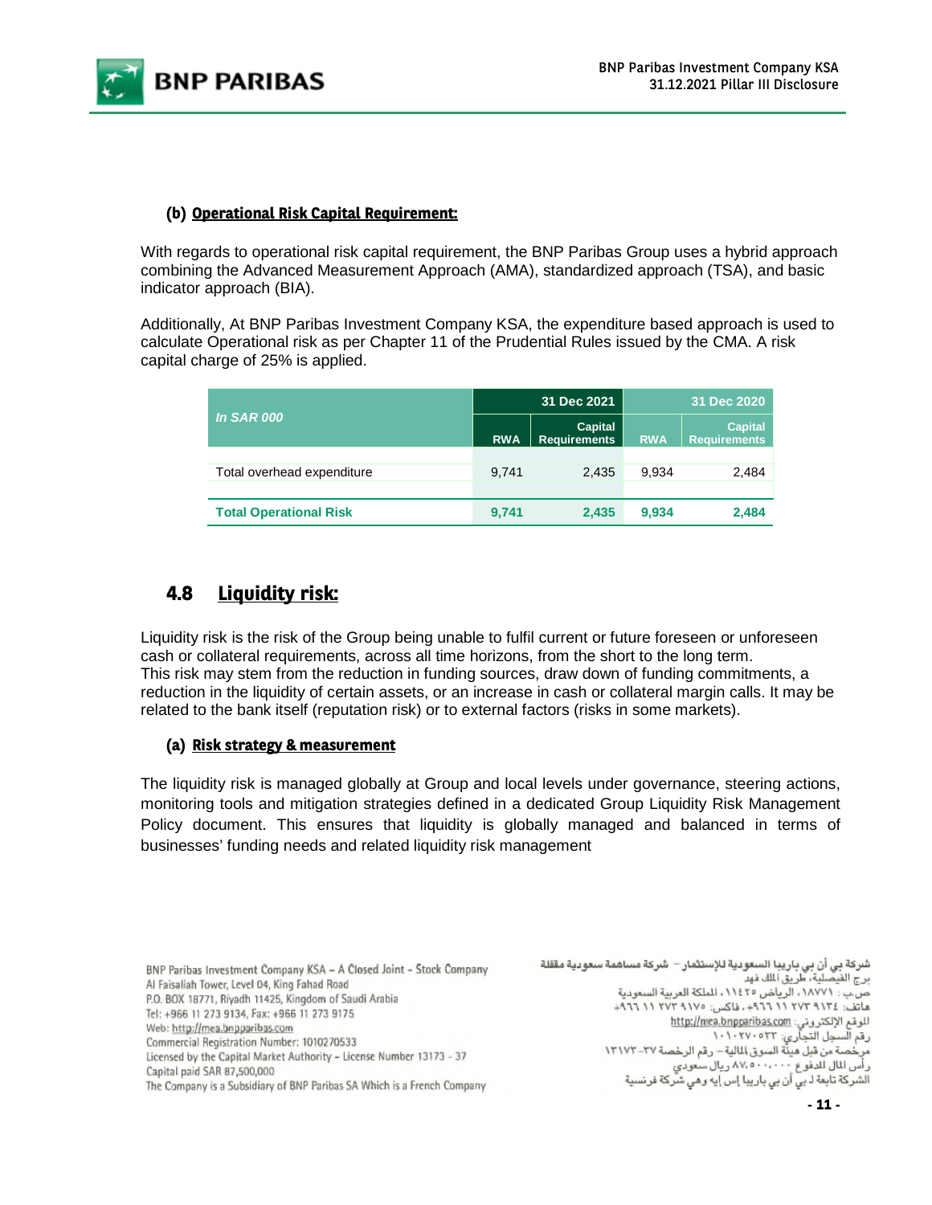**(b) Operational Risk Capital Requirement:**

With regards to operational risk capital requirement, the BNP Paribas Group uses a hybrid approach combining the Advanced Measurement Approach (AMA), standardized approach (TSA), and basic indicator approach (BIA).

Additionally, At BNP Paribas Investment Company KSA, the expenditure based approach is used to calculate Operational risk as per Chapter 11 of the Prudential Rules issued by the CMA. A risk capital charge of 25% is applied.

| *In SAR 000* | 31 Dec 2021 | | 31 Dec 2020 | |
|---|---|---|---|---|
| | RWA | Capital Requirements | RWA | Capital Requirements |
| Total overhead expenditure | 9,741 | 2,435 | 9,934 | 2,484 |
| **Total Operational Risk** | **9,741** | **2,435** | **9,934** | **2,484** |

## 4.8 Liquidity risk:

Liquidity risk is the risk of the Group being unable to fulfil current or future foreseen or unforeseen cash or collateral requirements, across all time horizons, from the short to the long term.
This risk may stem from the reduction in funding sources, draw down of funding commitments, a reduction in the liquidity of certain assets, or an increase in cash or collateral margin calls. It may be related to the bank itself (reputation risk) or to external factors (risks in some markets).

**(a) Risk strategy & measurement**

The liquidity risk is managed globally at Group and local levels under governance, steering actions, monitoring tools and mitigation strategies defined in a dedicated Group Liquidity Risk Management Policy document. This ensures that liquidity is globally managed and balanced in terms of businesses' funding needs and related liquidity risk management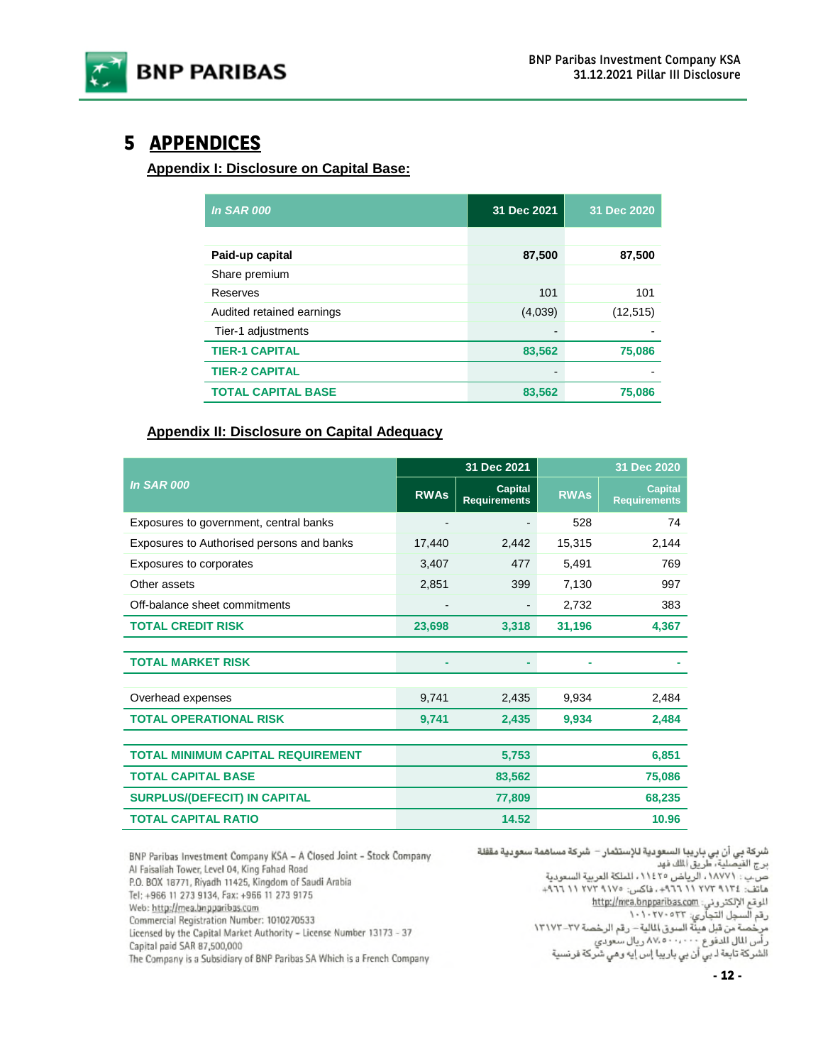# 5 APPENDICES

## Appendix I: Disclosure on Capital Base:

| *In SAR 000* | 31 Dec 2021 | 31 Dec 2020 |
|---|---|---|
| **Paid-up capital** | **87,500** | **87,500** |
| Share premium | | |
| Reserves | 101 | 101 |
| Audited retained earnings | (4,039) | (12,515) |
| Tier-1 adjustments | - | - |
| **TIER-1 CAPITAL** | **83,562** | **75,086** |
| **TIER-2 CAPITAL** | - | - |
| **TOTAL CAPITAL BASE** | **83,562** | **75,086** |

## Appendix II: Disclosure on Capital Adequacy

| *In SAR 000* | 31 Dec 2021 | | 31 Dec 2020 | |
|---|---|---|---|---|
| | RWAs | Capital Requirements | RWAs | Capital Requirements |
| Exposures to government, central banks | - | - | 528 | 74 |
| Exposures to Authorised persons and banks | 17,440 | 2,442 | 15,315 | 2,144 |
| Exposures to corporates | 3,407 | 477 | 5,491 | 769 |
| Other assets | 2,851 | 399 | 7,130 | 997 |
| Off-balance sheet commitments | - | - | 2,732 | 383 |
| **TOTAL CREDIT RISK** | **23,698** | **3,318** | **31,196** | **4,367** |
| **TOTAL MARKET RISK** | - | - | - | - |
| Overhead expenses | 9,741 | 2,435 | 9,934 | 2,484 |
| **TOTAL OPERATIONAL RISK** | **9,741** | **2,435** | **9,934** | **2,484** |
| **TOTAL MINIMUM CAPITAL REQUIREMENT** | | **5,753** | | **6,851** |
| **TOTAL CAPITAL BASE** | | **83,562** | | **75,086** |
| **SURPLUS/(DEFECIT) IN CAPITAL** | | **77,809** | | **68,235** |
| **TOTAL CAPITAL RATIO** | | **14.52** | | **10.96** |

BNP Paribas Investment Company KSA – A Closed Joint - Stock Company
Al Faisaliah Tower, Level 04, King Fahad Road
P.O. BOX 18771, Riyadh 11425, Kingdom of Saudi Arabia
Tel: +966 11 273 9134, Fax: +966 11 273 9175
Web: http://mea.bnpparibas.com
Commercial Registration Number: 1010270533
Licensed by the Capital Market Authority – License Number 13173 - 37
Capital paid SAR 87,500,000
The Company is a Subsidiary of BNP Paribas SA Which is a French Company

شركة بي أن بي باريبا السعودية للإستثمار – شركة مساهمة سعودية مقفلة
برج الفيصلية، طريق الملك فهد
ص.ب : ١٨٧٧١، الرياض ١١٤٢٥، المملكة العربية السعودية
هاتف: ٩١٣٤ ٢٧٣ ١١ ٩٦٦+، فاكس: ٩١٧٥ ٢٧٣ ١١ ٩٦٦+
الموقع الإلكتروني: http://mea.bnpparibas.com
رقم السجل التجاري: ١٠١٠٢٧٠٥٣٣
مرخصة من قبل هيئة السوق المالية – رقم الرخصة ٣٧-١٣١٧٣
رأس المال المدفوع ٨٧،٥٠٠،٠٠٠ ريال سعودي
الشركة تابعة لـ بي أن بي باريبا إس إيه وهي شركة فرنسية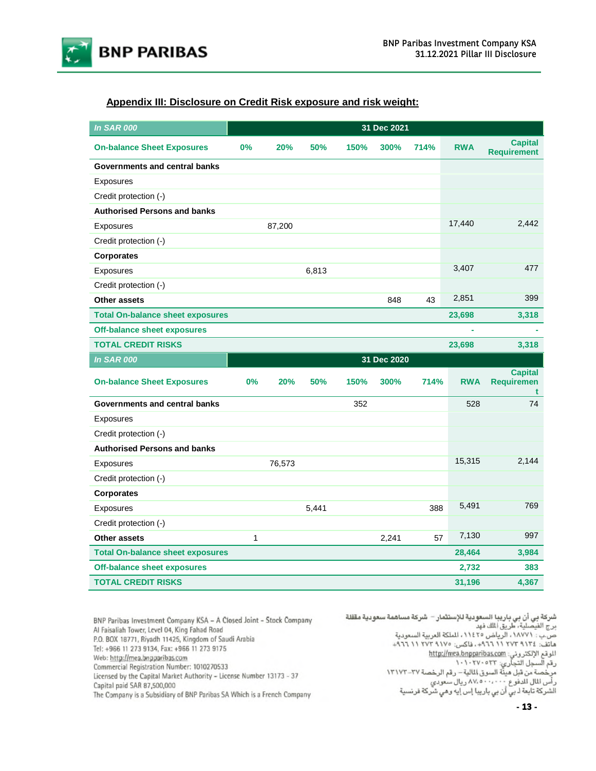## Appendix III: Disclosure on Credit Risk exposure and risk weight:

| *In SAR 000* | | | | | | | | |
|---|---|---|---|---|---|---|---|---|
| | **31 Dec 2021** | | | | | | | |
| **On-balance Sheet Exposures** | **0%** | **20%** | **50%** | **150%** | **300%** | **714%** | **RWA** | **Capital Requirement** |
| **Governments and central banks** | | | | | | | | |
| Exposures | | | | | | | | |
| Credit protection (-) | | | | | | | | |
| **Authorised Persons and banks** | | | | | | | | |
| Exposures | | 87,200 | | | | | 17,440 | 2,442 |
| Credit protection (-) | | | | | | | | |
| **Corporates** | | | | | | | | |
| Exposures | | | 6,813 | | | | 3,407 | 477 |
| Credit protection (-) | | | | | | | | |
| **Other assets** | | | | | 848 | 43 | 2,851 | 399 |
| **Total On-balance sheet exposures** | | | | | | | **23,698** | **3,318** |
| **Off-balance sheet exposures** | | | | | | | **-** | **-** |
| **TOTAL CREDIT RISKS** | | | | | | | **23,698** | **3,318** |

| *In SAR 000* | | | | | | | | |
|---|---|---|---|---|---|---|---|---|
| | **31 Dec 2020** | | | | | | | |
| **On-balance Sheet Exposures** | **0%** | **20%** | **50%** | **150%** | **300%** | **714%** | **RWA** | **Capital Requirement** |
| **Governments and central banks** | | | | 352 | | | 528 | 74 |
| Exposures | | | | | | | | |
| Credit protection (-) | | | | | | | | |
| **Authorised Persons and banks** | | | | | | | | |
| Exposures | | 76,573 | | | | | 15,315 | 2,144 |
| Credit protection (-) | | | | | | | | |
| **Corporates** | | | | | | | | |
| Exposures | | | 5,441 | | | 388 | 5,491 | 769 |
| Credit protection (-) | | | | | | | | |
| **Other assets** | 1 | | | | 2,241 | 57 | 7,130 | 997 |
| **Total On-balance sheet exposures** | | | | | | | **28,464** | **3,984** |
| **Off-balance sheet exposures** | | | | | | | **2,732** | **383** |
| **TOTAL CREDIT RISKS** | | | | | | | **31,196** | **4,367** |